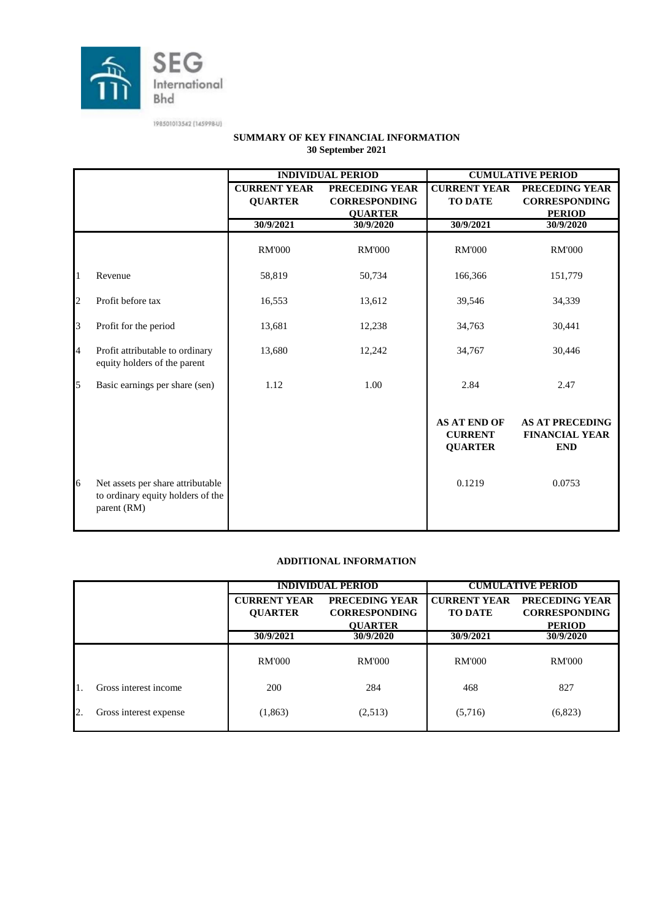SEG International Bhd

198501013542 (145998-U)

**SUMMARY OF KEY FINANCIAL INFORMATION**
**30 September 2021**

| | | INDIVIDUAL PERIOD | | CUMULATIVE PERIOD | |
|---|---|---|---|---|---|
| | | CURRENT YEAR QUARTER | PRECEDING YEAR CORRESPONDING QUARTER | CURRENT YEAR TO DATE | PRECEDING YEAR CORRESPONDING PERIOD |
| | | 30/9/2021 | 30/9/2020 | 30/9/2021 | 30/9/2020 |
| | | RM'000 | RM'000 | RM'000 | RM'000 |
| 1 | Revenue | 58,819 | 50,734 | 166,366 | 151,779 |
| 2 | Profit before tax | 16,553 | 13,612 | 39,546 | 34,339 |
| 3 | Profit for the period | 13,681 | 12,238 | 34,763 | 30,441 |
| 4 | Profit attributable to ordinary equity holders of the parent | 13,680 | 12,242 | 34,767 | 30,446 |
| 5 | Basic earnings per share (sen) | 1.12 | 1.00 | 2.84 | 2.47 |
| | | | | AS AT END OF CURRENT QUARTER | AS AT PRECEDING FINANCIAL YEAR END |
| 6 | Net assets per share attributable to ordinary equity holders of the parent (RM) | | | 0.1219 | 0.0753 |

**ADDITIONAL INFORMATION**

| | | INDIVIDUAL PERIOD | | CUMULATIVE PERIOD | |
|---|---|---|---|---|---|
| | | CURRENT YEAR QUARTER | PRECEDING YEAR CORRESPONDING QUARTER | CURRENT YEAR TO DATE | PRECEDING YEAR CORRESPONDING PERIOD |
| | | 30/9/2021 | 30/9/2020 | 30/9/2021 | 30/9/2020 |
| | | RM'000 | RM'000 | RM'000 | RM'000 |
| 1. | Gross interest income | 200 | 284 | 468 | 827 |
| 2. | Gross interest expense | (1,863) | (2,513) | (5,716) | (6,823) |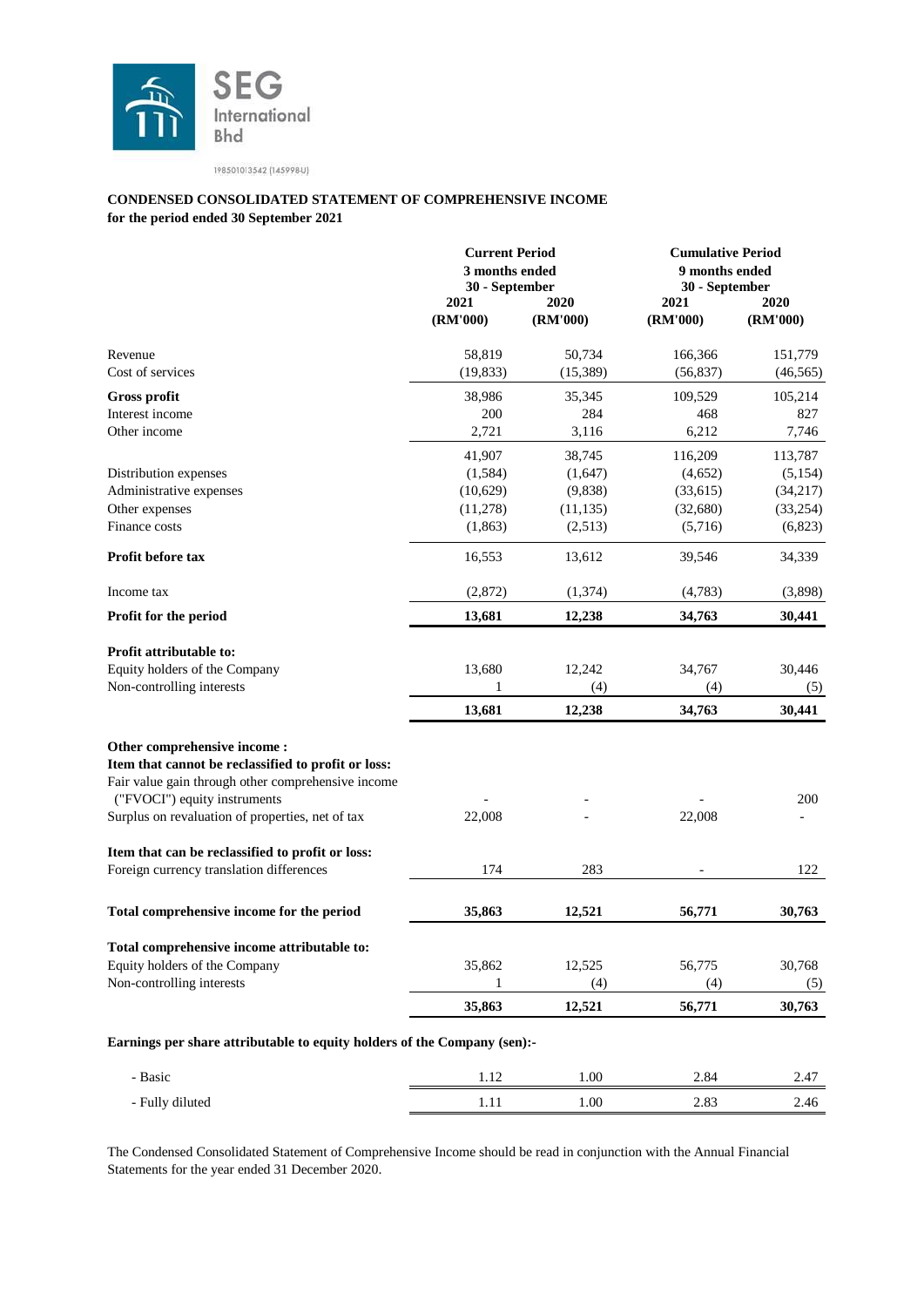SEG International Bhd

198501013542 (145998-U)

**CONDENSED CONSOLIDATED STATEMENT OF COMPREHENSIVE INCOME**
**for the period ended 30 September 2021**

| | Current Period 3 months ended 30 - September | | Cumulative Period 9 months ended 30 - September | |
|---|---|---|---|---|
| | 2021 (RM'000) | 2020 (RM'000) | 2021 (RM'000) | 2020 (RM'000) |
| Revenue | 58,819 | 50,734 | 166,366 | 151,779 |
| Cost of services | (19,833) | (15,389) | (56,837) | (46,565) |
| **Gross profit** | 38,986 | 35,345 | 109,529 | 105,214 |
| Interest income | 200 | 284 | 468 | 827 |
| Other income | 2,721 | 3,116 | 6,212 | 7,746 |
| | 41,907 | 38,745 | 116,209 | 113,787 |
| Distribution expenses | (1,584) | (1,647) | (4,652) | (5,154) |
| Administrative expenses | (10,629) | (9,838) | (33,615) | (34,217) |
| Other expenses | (11,278) | (11,135) | (32,680) | (33,254) |
| Finance costs | (1,863) | (2,513) | (5,716) | (6,823) |
| **Profit before tax** | 16,553 | 13,612 | 39,546 | 34,339 |
| Income tax | (2,872) | (1,374) | (4,783) | (3,898) |
| **Profit for the period** | **13,681** | **12,238** | **34,763** | **30,441** |
| **Profit attributable to:** | | | | |
| Equity holders of the Company | 13,680 | 12,242 | 34,767 | 30,446 |
| Non-controlling interests | 1 | (4) | (4) | (5) |
| | **13,681** | **12,238** | **34,763** | **30,441** |
| **Other comprehensive income :** | | | | |
| **Item that cannot be reclassified to profit or loss:** | | | | |
| Fair value gain through other comprehensive income ("FVOCI") equity instruments | - | - | - | 200 |
| Surplus on revaluation of properties, net of tax | 22,008 | - | 22,008 | - |
| **Item that can be reclassified to profit or loss:** | | | | |
| Foreign currency translation differences | 174 | 283 | - | 122 |
| **Total comprehensive income for the period** | **35,863** | **12,521** | **56,771** | **30,763** |
| **Total comprehensive income attributable to:** | | | | |
| Equity holders of the Company | 35,862 | 12,525 | 56,775 | 30,768 |
| Non-controlling interests | 1 | (4) | (4) | (5) |
| | **35,863** | **12,521** | **56,771** | **30,763** |
| **Earnings per share attributable to equity holders of the Company (sen):-** | | | | |
| - Basic | 1.12 | 1.00 | 2.84 | 2.47 |
| - Fully diluted | 1.11 | 1.00 | 2.83 | 2.46 |

The Condensed Consolidated Statement of Comprehensive Income should be read in conjunction with the Annual Financial Statements for the year ended 31 December 2020.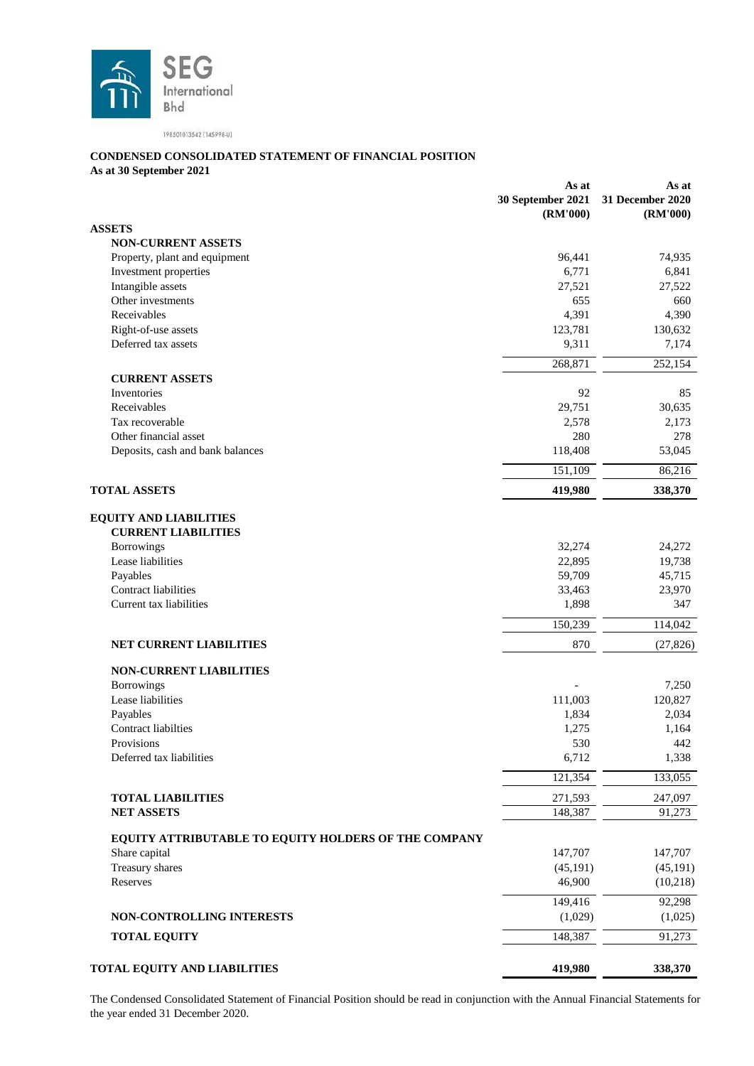SEG International Bhd

198501013542 (145998-U)

**CONDENSED CONSOLIDATED STATEMENT OF FINANCIAL POSITION**
**As at 30 September 2021**

| | As at 30 September 2021 (RM'000) | As at 31 December 2020 (RM'000) |
|---|---|---|
| **ASSETS** | | |
| **NON-CURRENT ASSETS** | | |
| Property, plant and equipment | 96,441 | 74,935 |
| Investment properties | 6,771 | 6,841 |
| Intangible assets | 27,521 | 27,522 |
| Other investments | 655 | 660 |
| Receivables | 4,391 | 4,390 |
| Right-of-use assets | 123,781 | 130,632 |
| Deferred tax assets | 9,311 | 7,174 |
| | 268,871 | 252,154 |
| **CURRENT ASSETS** | | |
| Inventories | 92 | 85 |
| Receivables | 29,751 | 30,635 |
| Tax recoverable | 2,578 | 2,173 |
| Other financial asset | 280 | 278 |
| Deposits, cash and bank balances | 118,408 | 53,045 |
| | 151,109 | 86,216 |
| **TOTAL ASSETS** | **419,980** | **338,370** |
| **EQUITY AND LIABILITIES** | | |
| **CURRENT LIABILITIES** | | |
| Borrowings | 32,274 | 24,272 |
| Lease liabilities | 22,895 | 19,738 |
| Payables | 59,709 | 45,715 |
| Contract liabilities | 33,463 | 23,970 |
| Current tax liabilities | 1,898 | 347 |
| | 150,239 | 114,042 |
| **NET CURRENT LIABILITIES** | 870 | (27,826) |
| **NON-CURRENT LIABILITIES** | | |
| Borrowings | - | 7,250 |
| Lease liabilities | 111,003 | 120,827 |
| Payables | 1,834 | 2,034 |
| Contract liabilties | 1,275 | 1,164 |
| Provisions | 530 | 442 |
| Deferred tax liabilities | 6,712 | 1,338 |
| | 121,354 | 133,055 |
| **TOTAL LIABILITIES** | 271,593 | 247,097 |
| **NET ASSETS** | 148,387 | 91,273 |
| **EQUITY ATTRIBUTABLE TO EQUITY HOLDERS OF THE COMPANY** | | |
| Share capital | 147,707 | 147,707 |
| Treasury shares | (45,191) | (45,191) |
| Reserves | 46,900 | (10,218) |
| | 149,416 | 92,298 |
| **NON-CONTROLLING INTERESTS** | (1,029) | (1,025) |
| **TOTAL EQUITY** | 148,387 | 91,273 |
| **TOTAL EQUITY AND LIABILITIES** | **419,980** | **338,370** |

The Condensed Consolidated Statement of Financial Position should be read in conjunction with the Annual Financial Statements for the year ended 31 December 2020.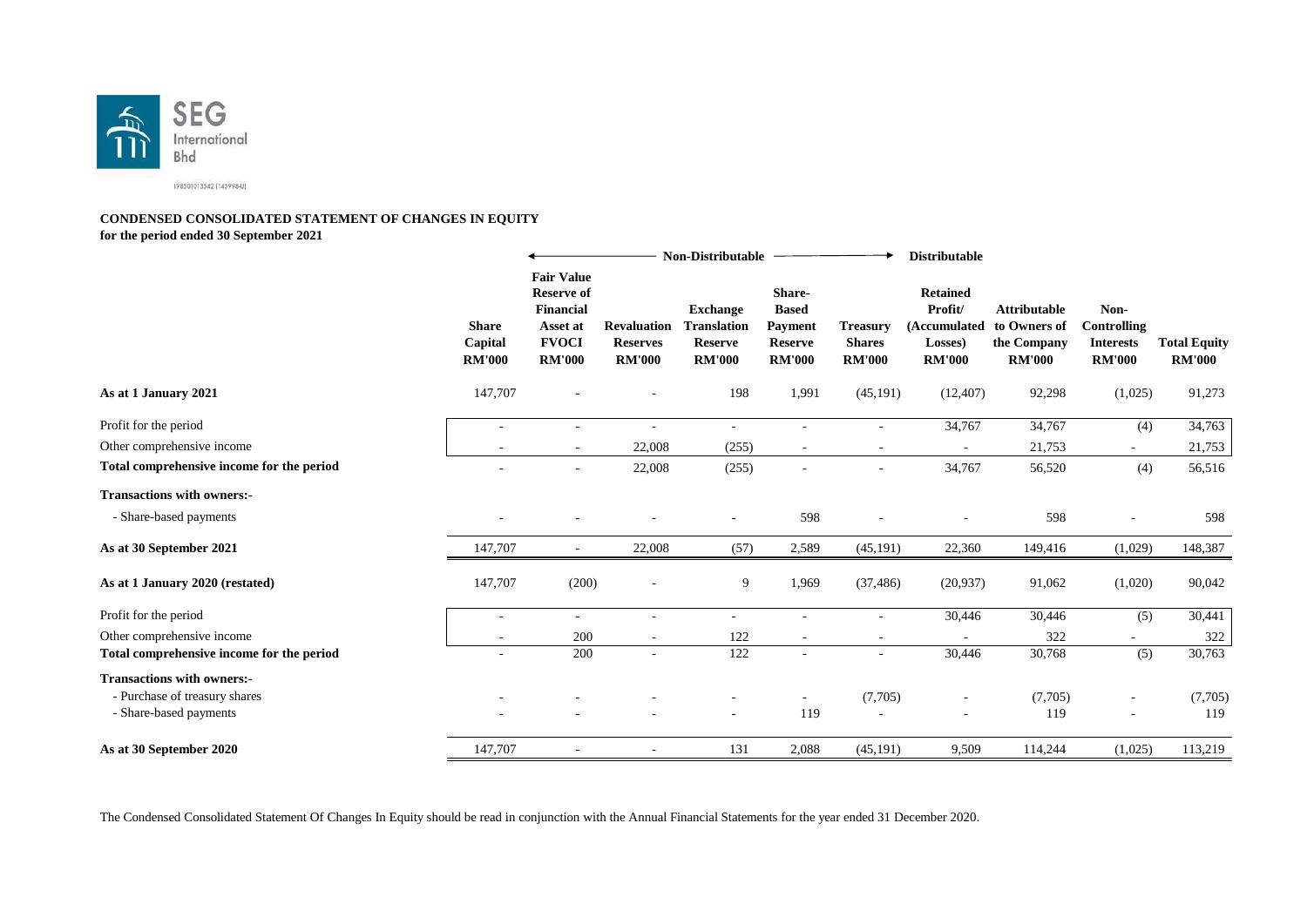SEG International Bhd

198501013542 (145998-U)

**CONDENSED CONSOLIDATED STATEMENT OF CHANGES IN EQUITY**
**for the period ended 30 September 2021**

| | Non-Distributable | | | | | | Distributable | | | |
|---|---|---|---|---|---|---|---|---|---|---|
| | **Share Capital RM'000** | **Fair Value Reserve of Financial Asset at FVOCI RM'000** | **Revaluation Reserves RM'000** | **Exchange Translation Reserve RM'000** | **Share-Based Payment Reserve RM'000** | **Treasury Shares RM'000** | **Retained Profit/ (Accumulated Losses) RM'000** | **Attributable to Owners of the Company RM'000** | **Non-Controlling Interests RM'000** | **Total Equity RM'000** |
| **As at 1 January 2021** | 147,707 | - | - | 198 | 1,991 | (45,191) | (12,407) | 92,298 | (1,025) | 91,273 |
| Profit for the period | - | - | - | - | - | - | 34,767 | 34,767 | (4) | 34,763 |
| Other comprehensive income | - | - | 22,008 | (255) | - | - | - | 21,753 | - | 21,753 |
| **Total comprehensive income for the period** | - | - | 22,008 | (255) | - | - | 34,767 | 56,520 | (4) | 56,516 |
| **Transactions with owners:-** | | | | | | | | | | |
| - Share-based payments | - | - | - | - | 598 | - | - | 598 | - | 598 |
| **As at 30 September 2021** | 147,707 | - | 22,008 | (57) | 2,589 | (45,191) | 22,360 | 149,416 | (1,029) | 148,387 |
| **As at 1 January 2020 (restated)** | 147,707 | (200) | - | 9 | 1,969 | (37,486) | (20,937) | 91,062 | (1,020) | 90,042 |
| Profit for the period | - | - | - | - | - | - | 30,446 | 30,446 | (5) | 30,441 |
| Other comprehensive income | - | 200 | - | 122 | - | - | - | 322 | - | 322 |
| **Total comprehensive income for the period** | - | 200 | - | 122 | - | - | 30,446 | 30,768 | (5) | 30,763 |
| **Transactions with owners:-** | | | | | | | | | | |
| - Purchase of treasury shares | - | - | - | - | - | (7,705) | - | (7,705) | - | (7,705) |
| - Share-based payments | - | - | - | - | 119 | - | - | 119 | - | 119 |
| **As at 30 September 2020** | 147,707 | - | - | 131 | 2,088 | (45,191) | 9,509 | 114,244 | (1,025) | 113,219 |

The Condensed Consolidated Statement Of Changes In Equity should be read in conjunction with the Annual Financial Statements for the year ended 31 December 2020.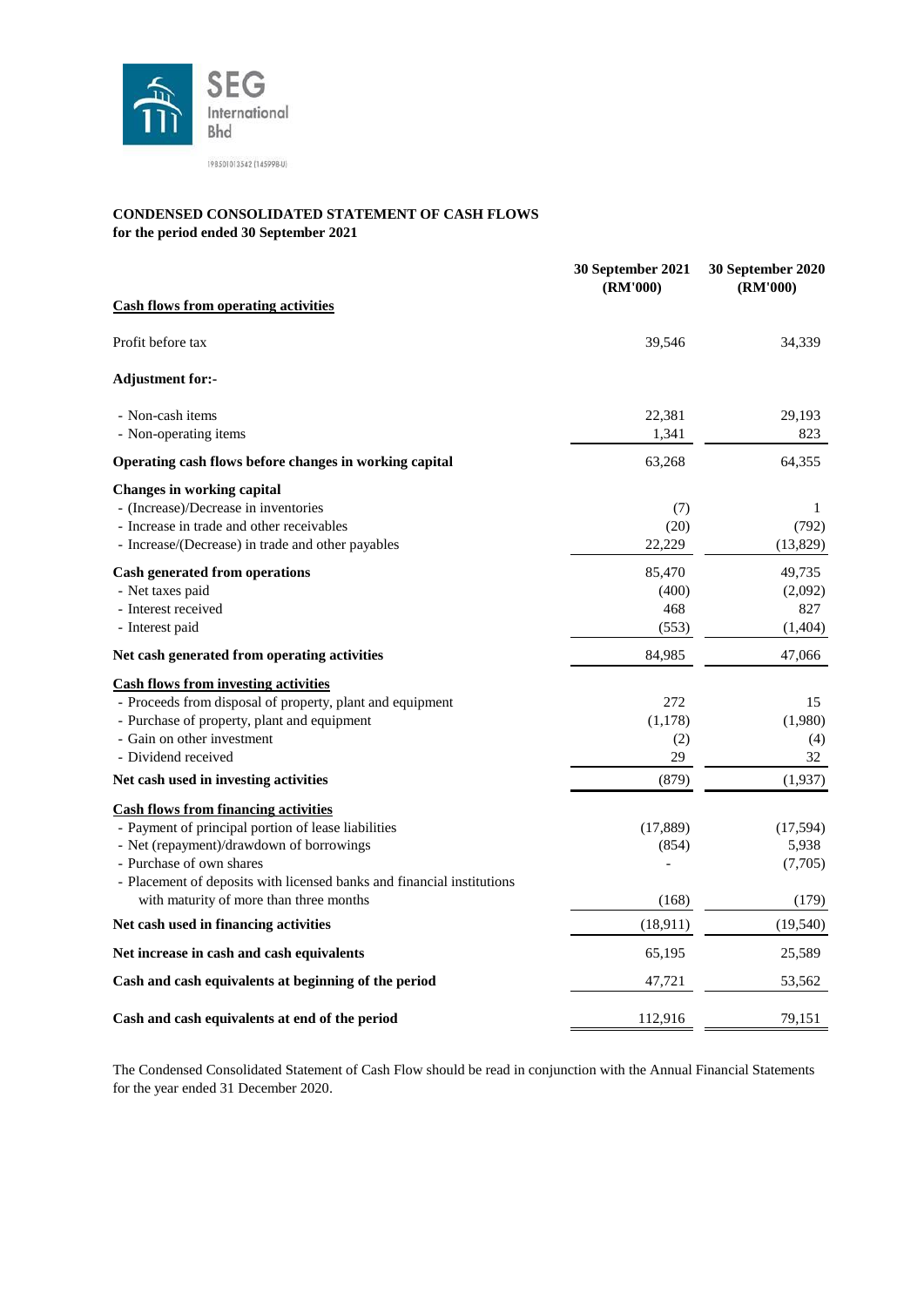SEG International Bhd

198501013542 (145998-U)

**CONDENSED CONSOLIDATED STATEMENT OF CASH FLOWS**
**for the period ended 30 September 2021**

| | 30 September 2021 (RM'000) | 30 September 2020 (RM'000) |
|---|---|---|
| **Cash flows from operating activities** | | |
| Profit before tax | 39,546 | 34,339 |
| **Adjustment for:-** | | |
| - Non-cash items | 22,381 | 29,193 |
| - Non-operating items | 1,341 | 823 |
| **Operating cash flows before changes in working capital** | 63,268 | 64,355 |
| **Changes in working capital** | | |
| - (Increase)/Decrease in inventories | (7) | 1 |
| - Increase in trade and other receivables | (20) | (792) |
| - Increase/(Decrease) in trade and other payables | 22,229 | (13,829) |
| **Cash generated from operations** | 85,470 | 49,735 |
| - Net taxes paid | (400) | (2,092) |
| - Interest received | 468 | 827 |
| - Interest paid | (553) | (1,404) |
| **Net cash generated from operating activities** | 84,985 | 47,066 |
| **Cash flows from investing activities** | | |
| - Proceeds from disposal of property, plant and equipment | 272 | 15 |
| - Purchase of property, plant and equipment | (1,178) | (1,980) |
| - Gain on other investment | (2) | (4) |
| - Dividend received | 29 | 32 |
| **Net cash used in investing activities** | (879) | (1,937) |
| **Cash flows from financing activities** | | |
| - Payment of principal portion of lease liabilities | (17,889) | (17,594) |
| - Net (repayment)/drawdown of borrowings | (854) | 5,938 |
| - Purchase of own shares | - | (7,705) |
| - Placement of deposits with licensed banks and financial institutions with maturity of more than three months | (168) | (179) |
| **Net cash used in financing activities** | (18,911) | (19,540) |
| **Net increase in cash and cash equivalents** | 65,195 | 25,589 |
| **Cash and cash equivalents at beginning of the period** | 47,721 | 53,562 |
| **Cash and cash equivalents at end of the period** | 112,916 | 79,151 |

The Condensed Consolidated Statement of Cash Flow should be read in conjunction with the Annual Financial Statements for the year ended 31 December 2020.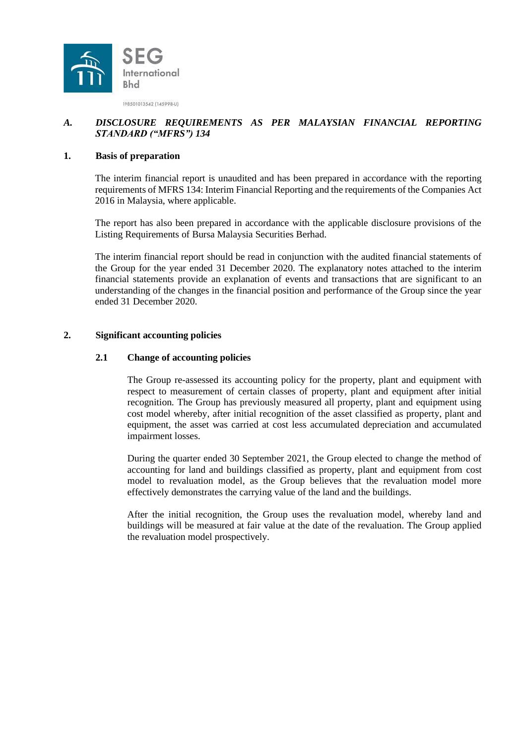## *A. DISCLOSURE REQUIREMENTS AS PER MALAYSIAN FINANCIAL REPORTING STANDARD (“MFRS”) 134*

### 1. Basis of preparation

The interim financial report is unaudited and has been prepared in accordance with the reporting requirements of MFRS 134: Interim Financial Reporting and the requirements of the Companies Act 2016 in Malaysia, where applicable.

The report has also been prepared in accordance with the applicable disclosure provisions of the Listing Requirements of Bursa Malaysia Securities Berhad.

The interim financial report should be read in conjunction with the audited financial statements of the Group for the year ended 31 December 2020. The explanatory notes attached to the interim financial statements provide an explanation of events and transactions that are significant to an understanding of the changes in the financial position and performance of the Group since the year ended 31 December 2020.

### 2. Significant accounting policies

#### 2.1 Change of accounting policies

The Group re-assessed its accounting policy for the property, plant and equipment with respect to measurement of certain classes of property, plant and equipment after initial recognition. The Group has previously measured all property, plant and equipment using cost model whereby, after initial recognition of the asset classified as property, plant and equipment, the asset was carried at cost less accumulated depreciation and accumulated impairment losses.

During the quarter ended 30 September 2021, the Group elected to change the method of accounting for land and buildings classified as property, plant and equipment from cost model to revaluation model, as the Group believes that the revaluation model more effectively demonstrates the carrying value of the land and the buildings.

After the initial recognition, the Group uses the revaluation model, whereby land and buildings will be measured at fair value at the date of the revaluation. The Group applied the revaluation model prospectively.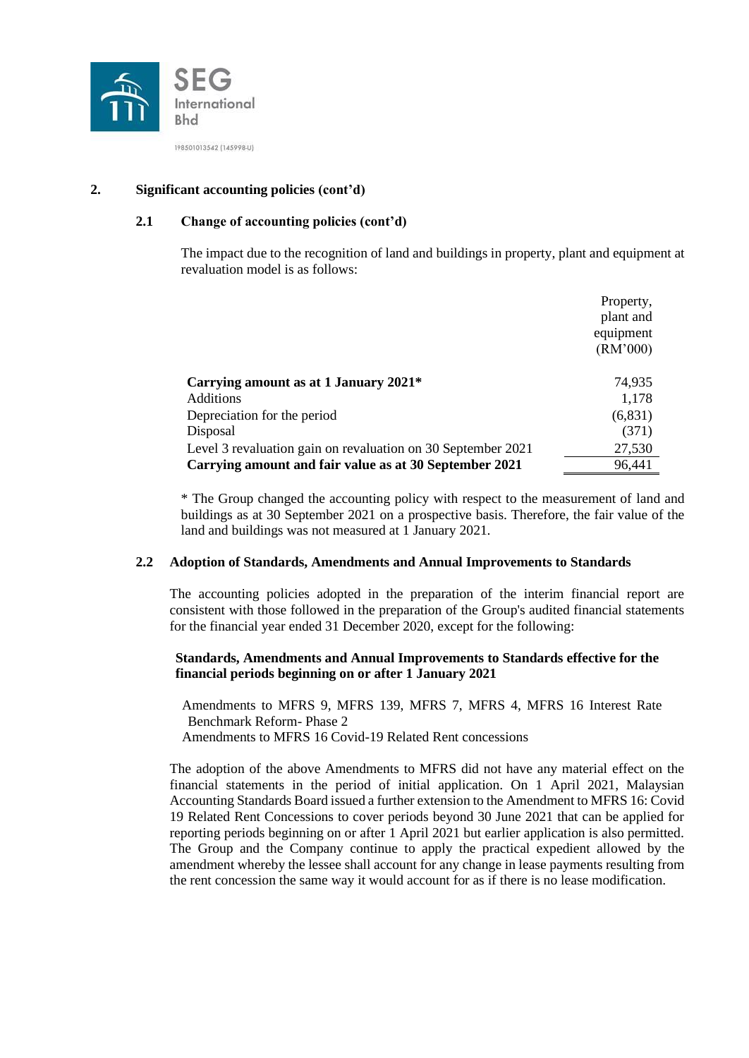## 2. Significant accounting policies (cont'd)

### 2.1 Change of accounting policies (cont'd)

The impact due to the recognition of land and buildings in property, plant and equipment at revaluation model is as follows:

| | Property, plant and equipment (RM'000) |
|---|---|
| **Carrying amount as at 1 January 2021*** | 74,935 |
| Additions | 1,178 |
| Depreciation for the period | (6,831) |
| Disposal | (371) |
| Level 3 revaluation gain on revaluation on 30 September 2021 | 27,530 |
| **Carrying amount and fair value as at 30 September 2021** | 96,441 |

* The Group changed the accounting policy with respect to the measurement of land and buildings as at 30 September 2021 on a prospective basis. Therefore, the fair value of the land and buildings was not measured at 1 January 2021.

### 2.2 Adoption of Standards, Amendments and Annual Improvements to Standards

The accounting policies adopted in the preparation of the interim financial report are consistent with those followed in the preparation of the Group's audited financial statements for the financial year ended 31 December 2020, except for the following:

**Standards, Amendments and Annual Improvements to Standards effective for the financial periods beginning on or after 1 January 2021**

Amendments to MFRS 9, MFRS 139, MFRS 7, MFRS 4, MFRS 16 Interest Rate Benchmark Reform- Phase 2
Amendments to MFRS 16 Covid-19 Related Rent concessions

The adoption of the above Amendments to MFRS did not have any material effect on the financial statements in the period of initial application. On 1 April 2021, Malaysian Accounting Standards Board issued a further extension to the Amendment to MFRS 16: Covid 19 Related Rent Concessions to cover periods beyond 30 June 2021 that can be applied for reporting periods beginning on or after 1 April 2021 but earlier application is also permitted. The Group and the Company continue to apply the practical expedient allowed by the amendment whereby the lessee shall account for any change in lease payments resulting from the rent concession the same way it would account for as if there is no lease modification.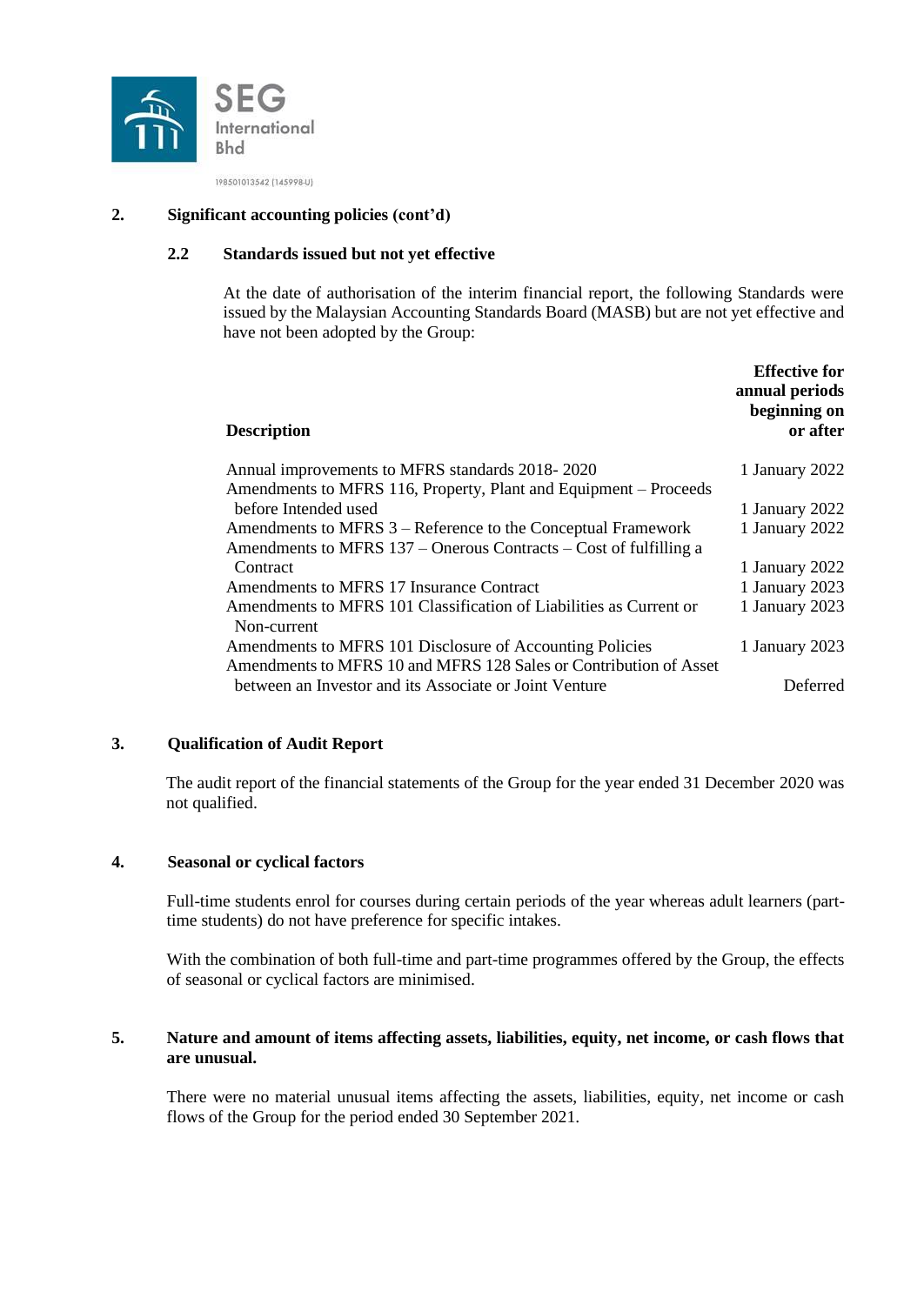## 2. Significant accounting policies (cont'd)

### 2.2 Standards issued but not yet effective

At the date of authorisation of the interim financial report, the following Standards were issued by the Malaysian Accounting Standards Board (MASB) but are not yet effective and have not been adopted by the Group:

| Description | Effective for annual periods beginning on or after |
|---|---|
| Annual improvements to MFRS standards 2018- 2020 | 1 January 2022 |
| Amendments to MFRS 116, Property, Plant and Equipment – Proceeds before Intended used | 1 January 2022 |
| Amendments to MFRS 3 – Reference to the Conceptual Framework | 1 January 2022 |
| Amendments to MFRS 137 – Onerous Contracts – Cost of fulfilling a Contract | 1 January 2022 |
| Amendments to MFRS 17 Insurance Contract | 1 January 2023 |
| Amendments to MFRS 101 Classification of Liabilities as Current or Non-current | 1 January 2023 |
| Amendments to MFRS 101 Disclosure of Accounting Policies | 1 January 2023 |
| Amendments to MFRS 10 and MFRS 128 Sales or Contribution of Asset between an Investor and its Associate or Joint Venture | Deferred |

## 3. Qualification of Audit Report

The audit report of the financial statements of the Group for the year ended 31 December 2020 was not qualified.

## 4. Seasonal or cyclical factors

Full-time students enrol for courses during certain periods of the year whereas adult learners (part-time students) do not have preference for specific intakes.

With the combination of both full-time and part-time programmes offered by the Group, the effects of seasonal or cyclical factors are minimised.

## 5. Nature and amount of items affecting assets, liabilities, equity, net income, or cash flows that are unusual.

There were no material unusual items affecting the assets, liabilities, equity, net income or cash flows of the Group for the period ended 30 September 2021.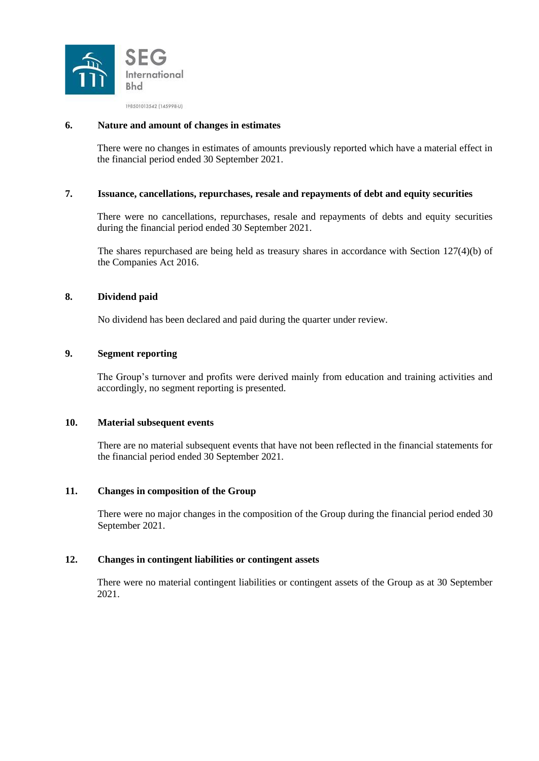### 6. Nature and amount of changes in estimates

There were no changes in estimates of amounts previously reported which have a material effect in the financial period ended 30 September 2021.

### 7. Issuance, cancellations, repurchases, resale and repayments of debt and equity securities

There were no cancellations, repurchases, resale and repayments of debts and equity securities during the financial period ended 30 September 2021.

The shares repurchased are being held as treasury shares in accordance with Section 127(4)(b) of the Companies Act 2016.

### 8. Dividend paid

No dividend has been declared and paid during the quarter under review.

### 9. Segment reporting

The Group's turnover and profits were derived mainly from education and training activities and accordingly, no segment reporting is presented.

### 10. Material subsequent events

There are no material subsequent events that have not been reflected in the financial statements for the financial period ended 30 September 2021.

### 11. Changes in composition of the Group

There were no major changes in the composition of the Group during the financial period ended 30 September 2021.

### 12. Changes in contingent liabilities or contingent assets

There were no material contingent liabilities or contingent assets of the Group as at 30 September 2021.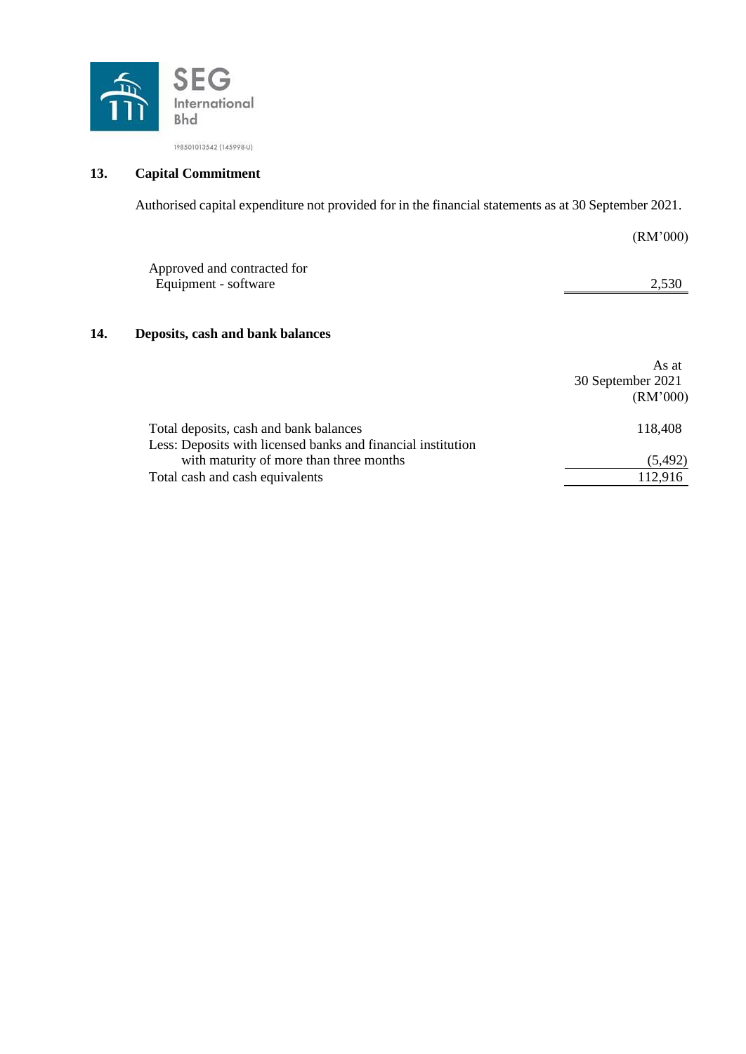SEG International Bhd

198501013542 (145998-U)

## 13. Capital Commitment

Authorised capital expenditure not provided for in the financial statements as at 30 September 2021.

| | (RM'000) |
|---|---|
| Approved and contracted for | |
| Equipment - software | 2,530 |

## 14. Deposits, cash and bank balances

| | As at 30 September 2021 (RM'000) |
|---|---|
| Total deposits, cash and bank balances | 118,408 |
| Less: Deposits with licensed banks and financial institution with maturity of more than three months | (5,492) |
| Total cash and cash equivalents | 112,916 |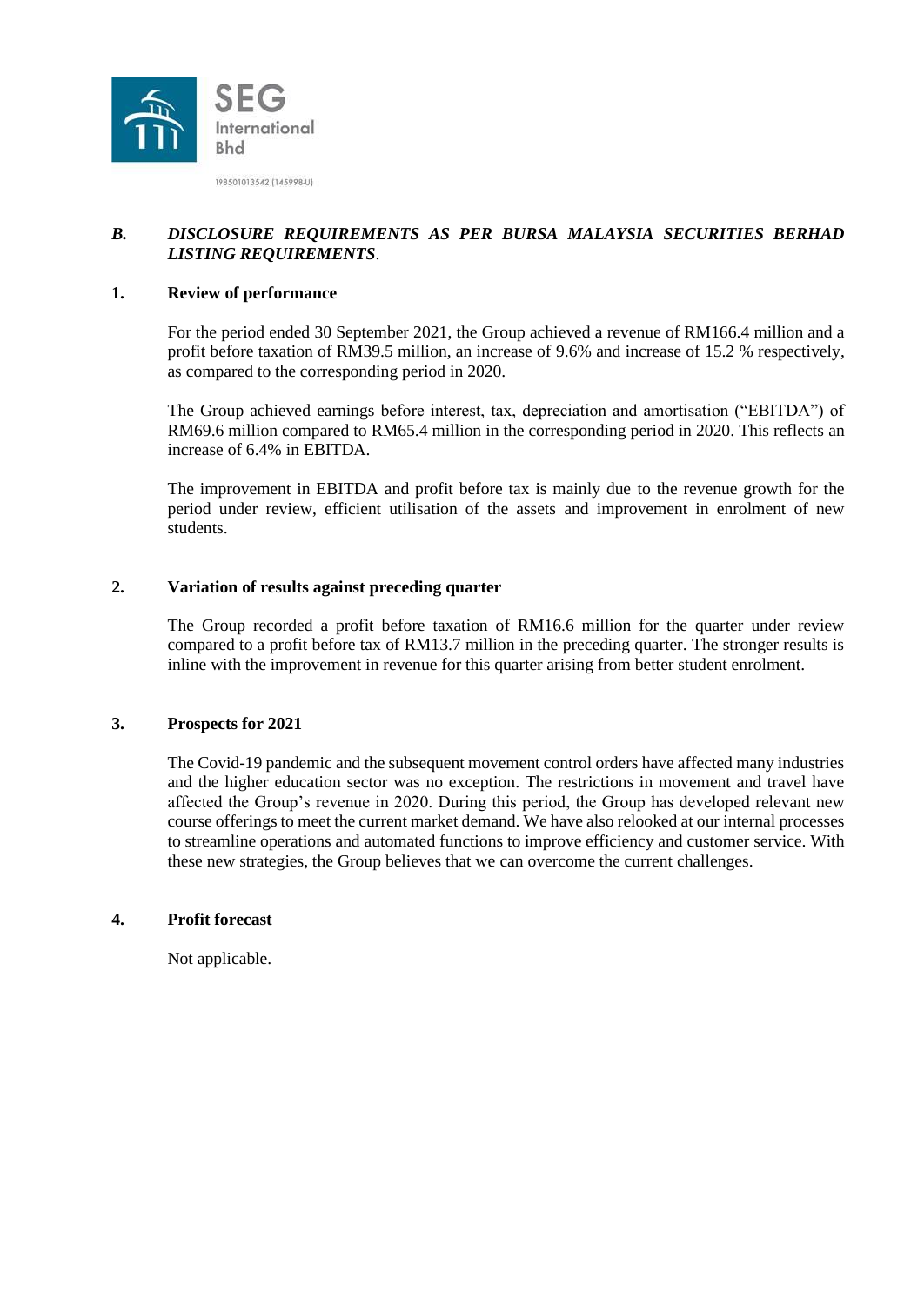SEG International Bhd

198501013542 (145998-U)

## *B. DISCLOSURE REQUIREMENTS AS PER BURSA MALAYSIA SECURITIES BERHAD LISTING REQUIREMENTS*.

### 1. Review of performance

For the period ended 30 September 2021, the Group achieved a revenue of RM166.4 million and a profit before taxation of RM39.5 million, an increase of 9.6% and increase of 15.2 % respectively, as compared to the corresponding period in 2020.

The Group achieved earnings before interest, tax, depreciation and amortisation ("EBITDA") of RM69.6 million compared to RM65.4 million in the corresponding period in 2020. This reflects an increase of 6.4% in EBITDA.

The improvement in EBITDA and profit before tax is mainly due to the revenue growth for the period under review, efficient utilisation of the assets and improvement in enrolment of new students.

### 2. Variation of results against preceding quarter

The Group recorded a profit before taxation of RM16.6 million for the quarter under review compared to a profit before tax of RM13.7 million in the preceding quarter. The stronger results is inline with the improvement in revenue for this quarter arising from better student enrolment.

### 3. Prospects for 2021

The Covid-19 pandemic and the subsequent movement control orders have affected many industries and the higher education sector was no exception. The restrictions in movement and travel have affected the Group's revenue in 2020. During this period, the Group has developed relevant new course offerings to meet the current market demand. We have also relooked at our internal processes to streamline operations and automated functions to improve efficiency and customer service. With these new strategies, the Group believes that we can overcome the current challenges.

### 4. Profit forecast

Not applicable.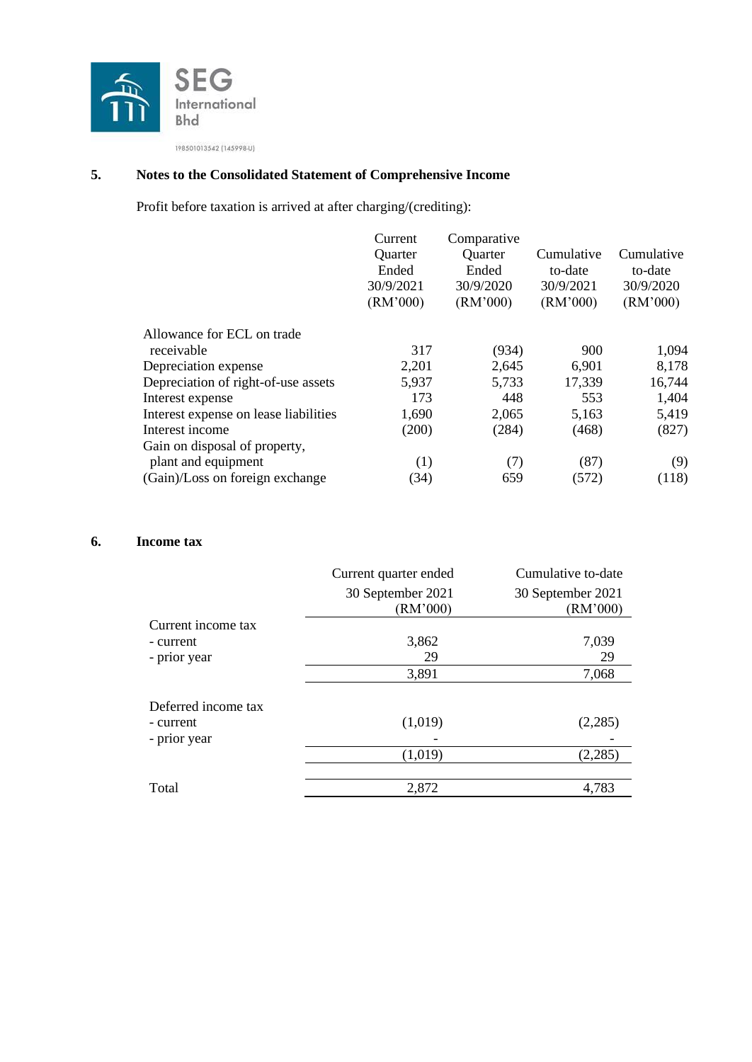## 5. Notes to the Consolidated Statement of Comprehensive Income

Profit before taxation is arrived at after charging/(crediting):

| | Current Quarter Ended 30/9/2021 (RM'000) | Comparative Quarter Ended 30/9/2020 (RM'000) | Cumulative to-date 30/9/2021 (RM'000) | Cumulative to-date 30/9/2020 (RM'000) |
|---|---|---|---|---|
| Allowance for ECL on trade receivable | 317 | (934) | 900 | 1,094 |
| Depreciation expense | 2,201 | 2,645 | 6,901 | 8,178 |
| Depreciation of right-of-use assets | 5,937 | 5,733 | 17,339 | 16,744 |
| Interest expense | 173 | 448 | 553 | 1,404 |
| Interest expense on lease liabilities | 1,690 | 2,065 | 5,163 | 5,419 |
| Interest income | (200) | (284) | (468) | (827) |
| Gain on disposal of property, plant and equipment | (1) | (7) | (87) | (9) |
| (Gain)/Loss on foreign exchange | (34) | 659 | (572) | (118) |

## 6. Income tax

| | Current quarter ended 30 September 2021 (RM'000) | Cumulative to-date 30 September 2021 (RM'000) |
|---|---|---|
| Current income tax | | |
| - current | 3,862 | 7,039 |
| - prior year | 29 | 29 |
| | 3,891 | 7,068 |
| Deferred income tax | | |
| - current | (1,019) | (2,285) |
| - prior year | - | - |
| | (1,019) | (2,285) |
| Total | 2,872 | 4,783 |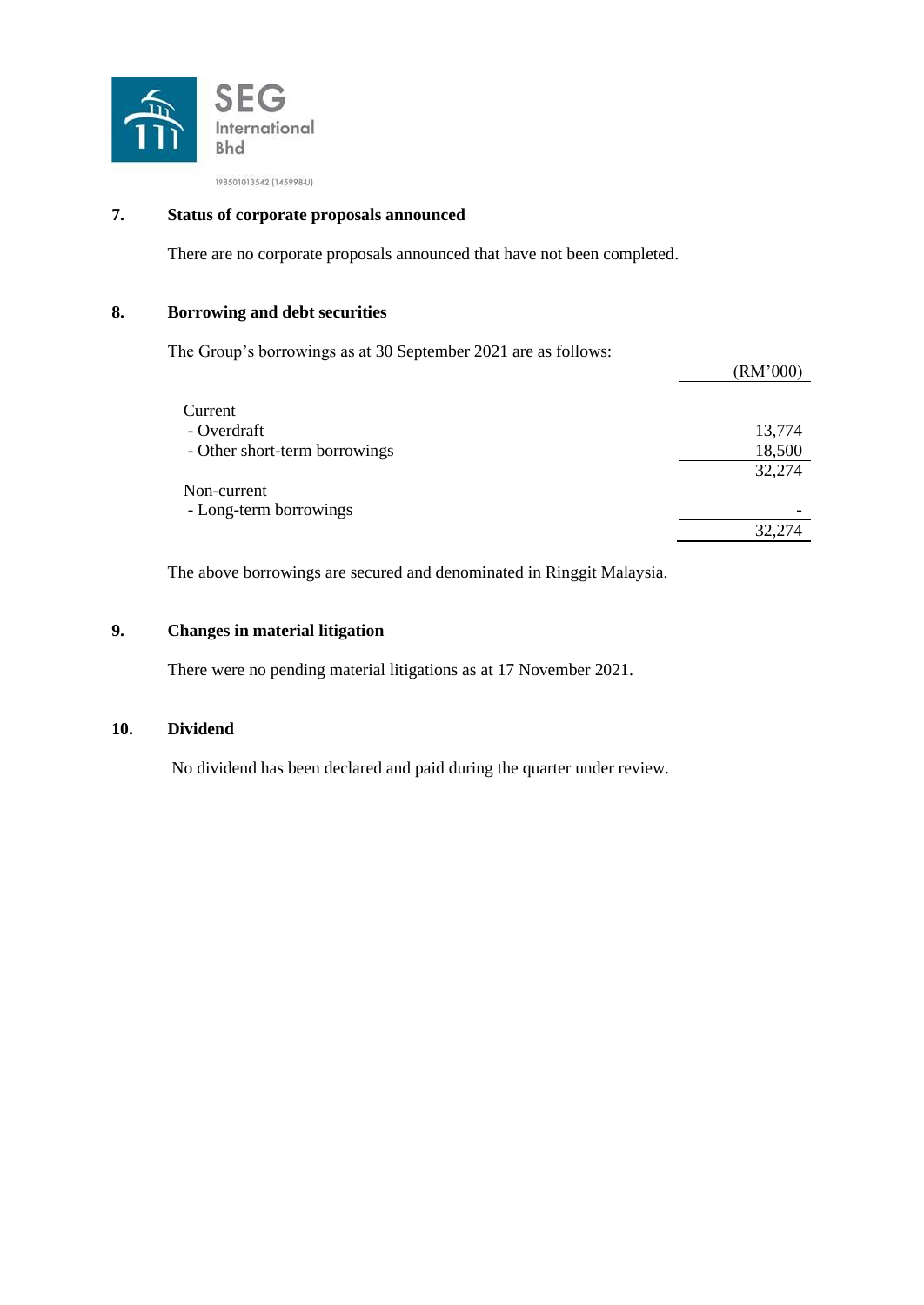## 7. Status of corporate proposals announced

There are no corporate proposals announced that have not been completed.

## 8. Borrowing and debt securities

The Group's borrowings as at 30 September 2021 are as follows:

| | (RM'000) |
|---|---|
| Current | |
| - Overdraft | 13,774 |
| - Other short-term borrowings | 18,500 |
| | 32,274 |
| Non-current | |
| - Long-term borrowings | - |
| | 32,274 |

The above borrowings are secured and denominated in Ringgit Malaysia.

## 9. Changes in material litigation

There were no pending material litigations as at 17 November 2021.

## 10. Dividend

No dividend has been declared and paid during the quarter under review.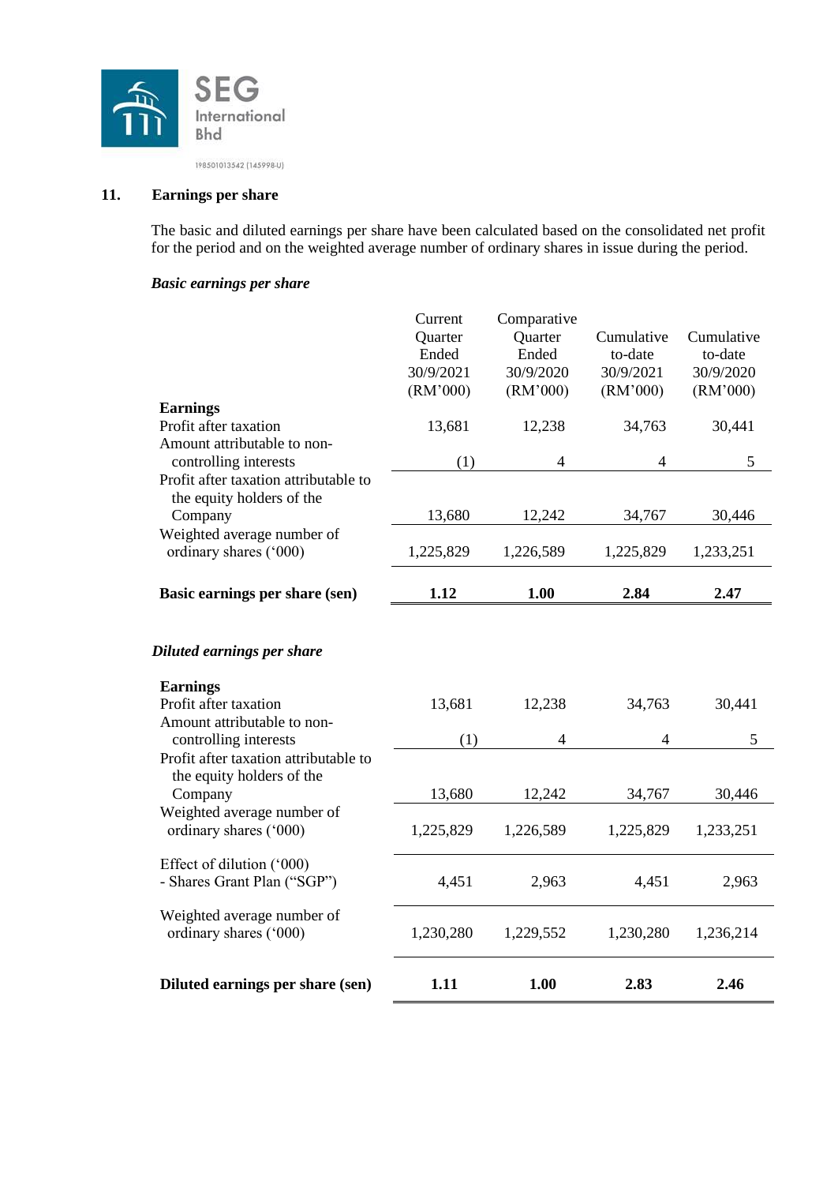## 11. Earnings per share

The basic and diluted earnings per share have been calculated based on the consolidated net profit for the period and on the weighted average number of ordinary shares in issue during the period.

*Basic earnings per share*

| | Current Quarter Ended 30/9/2021 (RM'000) | Comparative Quarter Ended 30/9/2020 (RM'000) | Cumulative to-date 30/9/2021 (RM'000) | Cumulative to-date 30/9/2020 (RM'000) |
|---|---|---|---|---|
| **Earnings** | | | | |
| Profit after taxation | 13,681 | 12,238 | 34,763 | 30,441 |
| Amount attributable to non-controlling interests | (1) | 4 | 4 | 5 |
| Profit after taxation attributable to the equity holders of the Company | 13,680 | 12,242 | 34,767 | 30,446 |
| Weighted average number of ordinary shares ('000) | 1,225,829 | 1,226,589 | 1,225,829 | 1,233,251 |
| **Basic earnings per share (sen)** | **1.12** | **1.00** | **2.84** | **2.47** |

*Diluted earnings per share*

| | Current Quarter Ended 30/9/2021 (RM'000) | Comparative Quarter Ended 30/9/2020 (RM'000) | Cumulative to-date 30/9/2021 (RM'000) | Cumulative to-date 30/9/2020 (RM'000) |
|---|---|---|---|---|
| **Earnings** | | | | |
| Profit after taxation | 13,681 | 12,238 | 34,763 | 30,441 |
| Amount attributable to non-controlling interests | (1) | 4 | 4 | 5 |
| Profit after taxation attributable to the equity holders of the Company | 13,680 | 12,242 | 34,767 | 30,446 |
| Weighted average number of ordinary shares ('000) | 1,225,829 | 1,226,589 | 1,225,829 | 1,233,251 |
| Effect of dilution ('000) - Shares Grant Plan ("SGP") | 4,451 | 2,963 | 4,451 | 2,963 |
| Weighted average number of ordinary shares ('000) | 1,230,280 | 1,229,552 | 1,230,280 | 1,236,214 |
| **Diluted earnings per share (sen)** | **1.11** | **1.00** | **2.83** | **2.46** |